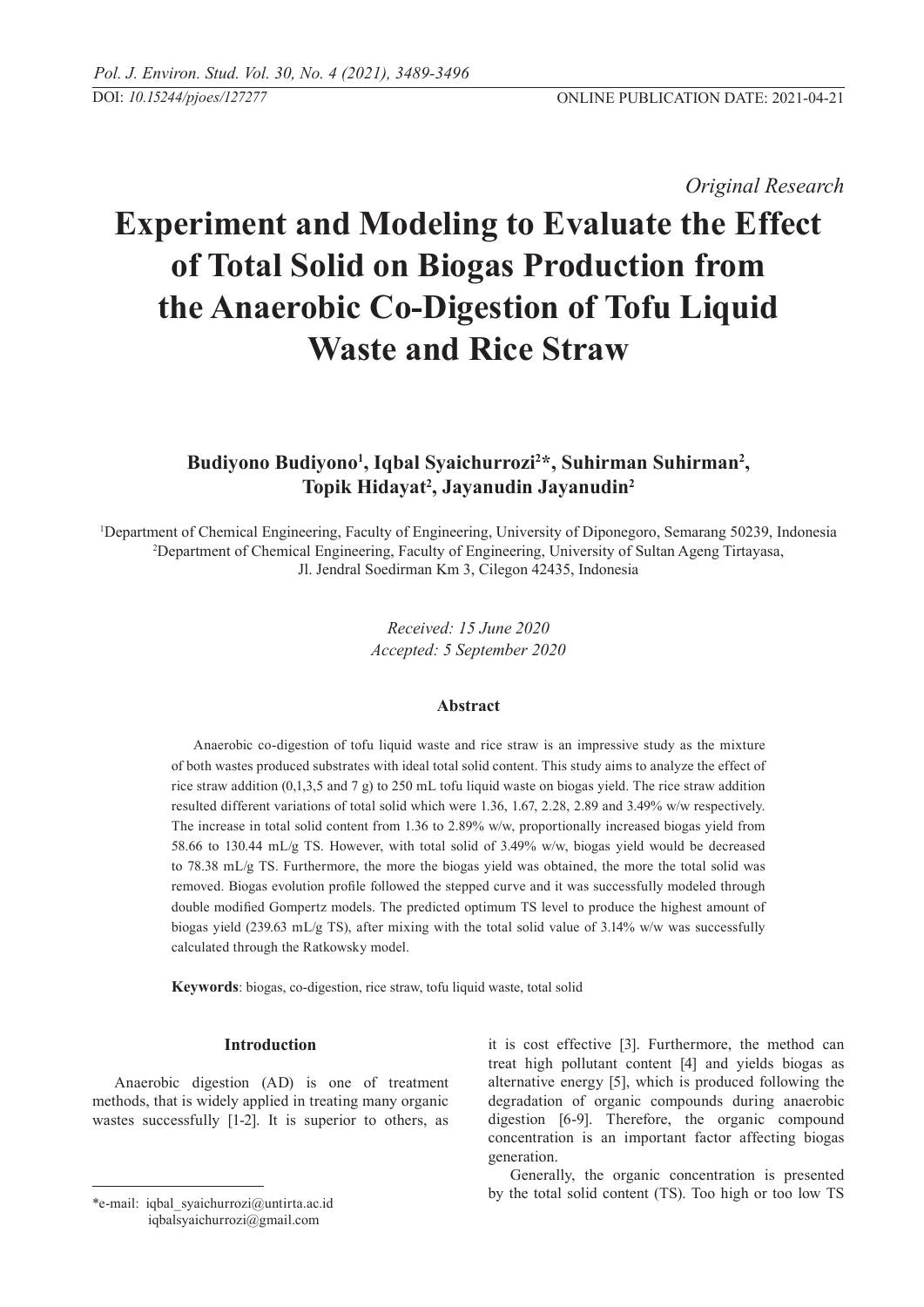*Original Research*

# Experiment and Modeling to Evaluate the Effect of Total Solid on Biogas Production from the Anaerobic Co-Digestion of Tofu Liquid Waste and Rice Straw

**Budiyono Budiyono[1], Iqbal Syaichurrozi[2]\*, Suhirman Suhirman[2], Topik Hidayat[2], Jayanudin Jayanudin[2]**

[1]Department of Chemical Engineering, Faculty of Engineering, University of Diponegoro, Semarang 50239, Indonesia
[2]Department of Chemical Engineering, Faculty of Engineering, University of Sultan Ageng Tirtayasa, Jl. Jendral Soedirman Km 3, Cilegon 42435, Indonesia

*Received: 15 June 2020*
*Accepted: 5 September 2020*

### Abstract

Anaerobic co-digestion of tofu liquid waste and rice straw is an impressive study as the mixture of both wastes produced substrates with ideal total solid content. This study aims to analyze the effect of rice straw addition (0,1,3,5 and 7 g) to 250 mL tofu liquid waste on biogas yield. The rice straw addition resulted different variations of total solid which were 1.36, 1.67, 2.28, 2.89 and 3.49% w/w respectively. The increase in total solid content from 1.36 to 2.89% w/w, proportionally increased biogas yield from 58.66 to 130.44 mL/g TS. However, with total solid of 3.49% w/w, biogas yield would be decreased to 78.38 mL/g TS. Furthermore, the more the biogas yield was obtained, the more the total solid was removed. Biogas evolution profile followed the stepped curve and it was successfully modeled through double modified Gompertz models. The predicted optimum TS level to produce the highest amount of biogas yield (239.63 mL/g TS), after mixing with the total solid value of 3.14% w/w was successfully calculated through the Ratkowsky model.

**Keywords**: biogas, co-digestion, rice straw, tofu liquid waste, total solid

## Introduction

Anaerobic digestion (AD) is one of treatment methods, that is widely applied in treating many organic wastes successfully [1-2]. It is superior to others, as it is cost effective [3]. Furthermore, the method can treat high pollutant content [4] and yields biogas as alternative energy [5], which is produced following the degradation of organic compounds during anaerobic digestion [6-9]. Therefore, the organic compound concentration is an important factor affecting biogas generation.

Generally, the organic concentration is presented by the total solid content (TS). Too high or too low TS

\*e-mail: iqbal_syaichurrozi@untirta.ac.id
iqbalsyaichurrozi@gmail.com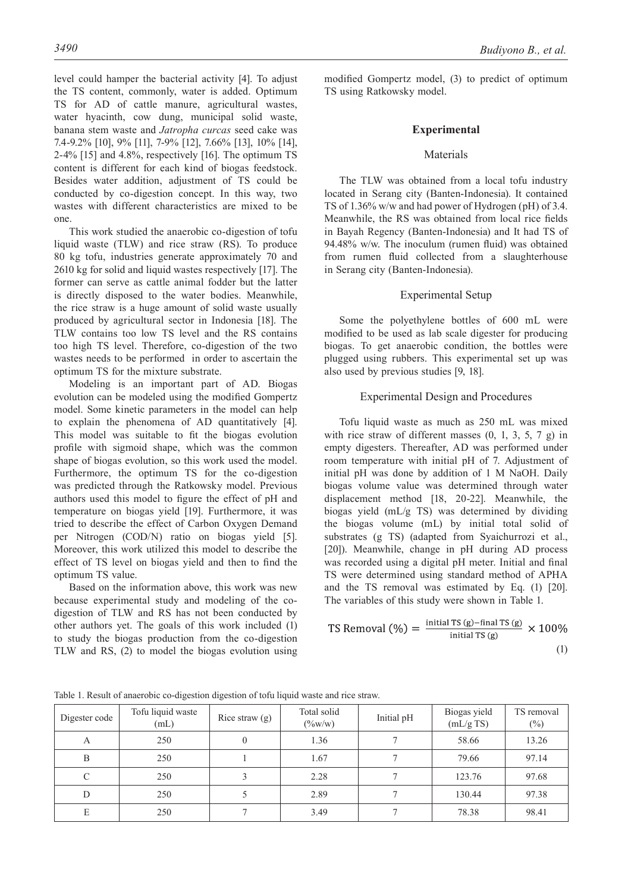level could hamper the bacterial activity [4]. To adjust the TS content, commonly, water is added. Optimum TS for AD of cattle manure, agricultural wastes, water hyacinth, cow dung, municipal solid waste, banana stem waste and *Jatropha curcas* seed cake was 7.4-9.2% [10], 9% [11], 7-9% [12], 7.66% [13], 10% [14], 2-4% [15] and 4.8%, respectively [16]. The optimum TS content is different for each kind of biogas feedstock. Besides water addition, adjustment of TS could be conducted by co-digestion concept. In this way, two wastes with different characteristics are mixed to be one.

This work studied the anaerobic co-digestion of tofu liquid waste (TLW) and rice straw (RS). To produce 80 kg tofu, industries generate approximately 70 and 2610 kg for solid and liquid wastes respectively [17]. The former can serve as cattle animal fodder but the latter is directly disposed to the water bodies. Meanwhile, the rice straw is a huge amount of solid waste usually produced by agricultural sector in Indonesia [18]. The TLW contains too low TS level and the RS contains too high TS level. Therefore, co-digestion of the two wastes needs to be performed in order to ascertain the optimum TS for the mixture substrate.

Modeling is an important part of AD. Biogas evolution can be modeled using the modified Gompertz model. Some kinetic parameters in the model can help to explain the phenomena of AD quantitatively [4]. This model was suitable to fit the biogas evolution profile with sigmoid shape, which was the common shape of biogas evolution, so this work used the model. Furthermore, the optimum TS for the co-digestion was predicted through the Ratkowsky model. Previous authors used this model to figure the effect of pH and temperature on biogas yield [19]. Furthermore, it was tried to describe the effect of Carbon Oxygen Demand per Nitrogen (COD/N) ratio on biogas yield [5]. Moreover, this work utilized this model to describe the effect of TS level on biogas yield and then to find the optimum TS value.

Based on the information above, this work was new because experimental study and modeling of the co-digestion of TLW and RS has not been conducted by other authors yet. The goals of this work included (1) to study the biogas production from the co-digestion TLW and RS, (2) to model the biogas evolution using modified Gompertz model, (3) to predict of optimum TS using Ratkowsky model.

## Experimental

### Materials

The TLW was obtained from a local tofu industry located in Serang city (Banten-Indonesia). It contained TS of 1.36% w/w and had power of Hydrogen (pH) of 3.4. Meanwhile, the RS was obtained from local rice fields in Bayah Regency (Banten-Indonesia) and It had TS of 94.48% w/w. The inoculum (rumen fluid) was obtained from rumen fluid collected from a slaughterhouse in Serang city (Banten-Indonesia).

### Experimental Setup

Some the polyethylene bottles of 600 mL were modified to be used as lab scale digester for producing biogas. To get anaerobic condition, the bottles were plugged using rubbers. This experimental set up was also used by previous studies [9, 18].

### Experimental Design and Procedures

Tofu liquid waste as much as 250 mL was mixed with rice straw of different masses (0, 1, 3, 5, 7 g) in empty digesters. Thereafter, AD was performed under room temperature with initial pH of 7. Adjustment of initial pH was done by addition of 1 M NaOH. Daily biogas volume value was determined through water displacement method [18, 20-22]. Meanwhile, the biogas yield (mL/g TS) was determined by dividing the biogas volume (mL) by initial total solid of substrates (g TS) (adapted from Syaichurrozi et al., [20]). Meanwhile, change in pH during AD process was recorded using a digital pH meter. Initial and final TS were determined using standard method of APHA and the TS removal was estimated by Eq. (1) [20]. The variables of this study were shown in Table 1.

$$\text{TS Removal (\%)} = \frac{\text{initial TS (g)} - \text{final TS (g)}}{\text{initial TS (g)}} \times 100\% \tag{1}$$

Table 1. Result of anaerobic co-digestion digestion of tofu liquid waste and rice straw.

| Digester code | Tofu liquid waste (mL) | Rice straw (g) | Total solid (%w/w) | Initial pH | Biogas yield (mL/g TS) | TS removal (%) |
|---|---|---|---|---|---|---|
| A | 250 | 0 | 1.36 | 7 | 58.66 | 13.26 |
| B | 250 | 1 | 1.67 | 7 | 79.66 | 97.14 |
| C | 250 | 3 | 2.28 | 7 | 123.76 | 97.68 |
| D | 250 | 5 | 2.89 | 7 | 130.44 | 97.38 |
| E | 250 | 7 | 3.49 | 7 | 78.38 | 98.41 |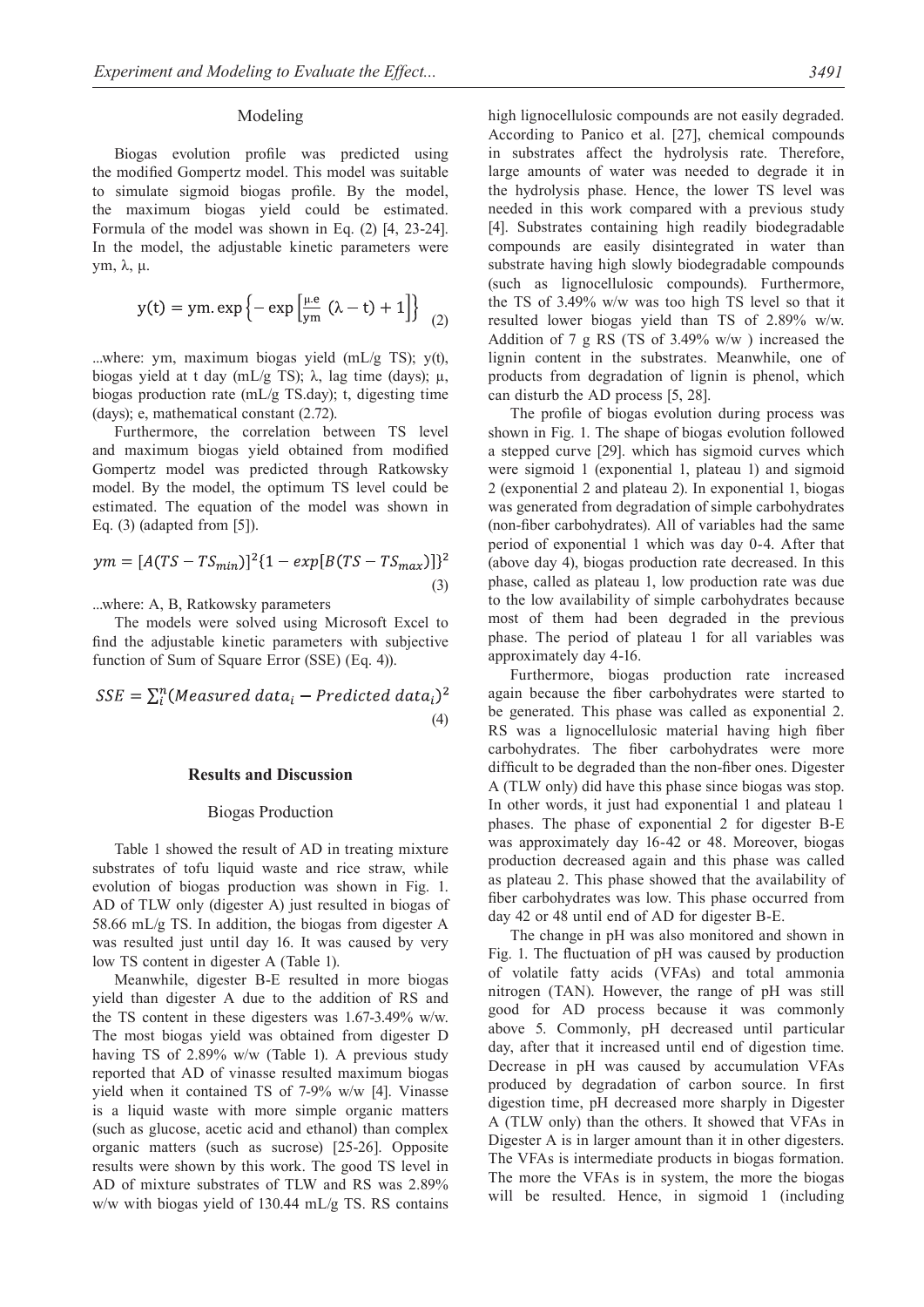## Modeling

Biogas evolution profile was predicted using the modified Gompertz model. This model was suitable to simulate sigmoid biogas profile. By the model, the maximum biogas yield could be estimated. Formula of the model was shown in Eq. (2) [4, 23-24]. In the model, the adjustable kinetic parameters were ym, λ, μ.

$$y(t) = ym.\exp\left\{-\exp\left[\frac{\mu.e}{ym}\left(\lambda - t\right) + 1\right]\right\} \quad (2)$$

...where: ym, maximum biogas yield (mL/g TS); y(t), biogas yield at t day (mL/g TS); λ, lag time (days); μ, biogas production rate (mL/g TS.day); t, digesting time (days); e, mathematical constant (2.72).

Furthermore, the correlation between TS level and maximum biogas yield obtained from modified Gompertz model was predicted through Ratkowsky model. By the model, the optimum TS level could be estimated. The equation of the model was shown in Eq. (3) (adapted from [5]).

$$ym = [A(TS - TS_{min})]^2\{1 - exp[B(TS - TS_{max})]\}^2 \quad (3)$$

...where: A, B, Ratkowsky parameters

The models were solved using Microsoft Excel to find the adjustable kinetic parameters with subjective function of Sum of Square Error (SSE) (Eq. 4)).

$$SSE = \sum_i^n (Measured\ data_i - Predicted\ data_i)^2 \quad (4)$$

## Results and Discussion

### Biogas Production

Table 1 showed the result of AD in treating mixture substrates of tofu liquid waste and rice straw, while evolution of biogas production was shown in Fig. 1. AD of TLW only (digester A) just resulted in biogas of 58.66 mL/g TS. In addition, the biogas from digester A was resulted just until day 16. It was caused by very low TS content in digester A (Table 1).

Meanwhile, digester B-E resulted in more biogas yield than digester A due to the addition of RS and the TS content in these digesters was 1.67-3.49% w/w. The most biogas yield was obtained from digester D having TS of 2.89% w/w (Table 1). A previous study reported that AD of vinasse resulted maximum biogas yield when it contained TS of 7-9% w/w [4]. Vinasse is a liquid waste with more simple organic matters (such as glucose, acetic acid and ethanol) than complex organic matters (such as sucrose) [25-26]. Opposite results were shown by this work. The good TS level in AD of mixture substrates of TLW and RS was 2.89% w/w with biogas yield of 130.44 mL/g TS. RS contains high lignocellulosic compounds are not easily degraded. According to Panico et al. [27], chemical compounds in substrates affect the hydrolysis rate. Therefore, large amounts of water was needed to degrade it in the hydrolysis phase. Hence, the lower TS level was needed in this work compared with a previous study [4]. Substrates containing high readily biodegradable compounds are easily disintegrated in water than substrate having high slowly biodegradable compounds (such as lignocellulosic compounds). Furthermore, the TS of 3.49% w/w was too high TS level so that it resulted lower biogas yield than TS of 2.89% w/w. Addition of 7 g RS (TS of 3.49% w/w ) increased the lignin content in the substrates. Meanwhile, one of products from degradation of lignin is phenol, which can disturb the AD process [5, 28].

The profile of biogas evolution during process was shown in Fig. 1. The shape of biogas evolution followed a stepped curve [29]. which has sigmoid curves which were sigmoid 1 (exponential 1, plateau 1) and sigmoid 2 (exponential 2 and plateau 2). In exponential 1, biogas was generated from degradation of simple carbohydrates (non-fiber carbohydrates). All of variables had the same period of exponential 1 which was day 0-4. After that (above day 4), biogas production rate decreased. In this phase, called as plateau 1, low production rate was due to the low availability of simple carbohydrates because most of them had been degraded in the previous phase. The period of plateau 1 for all variables was approximately day 4-16.

Furthermore, biogas production rate increased again because the fiber carbohydrates were started to be generated. This phase was called as exponential 2. RS was a lignocellulosic material having high fiber carbohydrates. The fiber carbohydrates were more difficult to be degraded than the non-fiber ones. Digester A (TLW only) did have this phase since biogas was stop. In other words, it just had exponential 1 and plateau 1 phases. The phase of exponential 2 for digester B-E was approximately day 16-42 or 48. Moreover, biogas production decreased again and this phase was called as plateau 2. This phase showed that the availability of fiber carbohydrates was low. This phase occurred from day 42 or 48 until end of AD for digester B-E.

The change in pH was also monitored and shown in Fig. 1. The fluctuation of pH was caused by production of volatile fatty acids (VFAs) and total ammonia nitrogen (TAN). However, the range of pH was still good for AD process because it was commonly above 5. Commonly, pH decreased until particular day, after that it increased until end of digestion time. Decrease in pH was caused by accumulation VFAs produced by degradation of carbon source. In first digestion time, pH decreased more sharply in Digester A (TLW only) than the others. It showed that VFAs in Digester A is in larger amount than it in other digesters. The VFAs is intermediate products in biogas formation. The more the VFAs is in system, the more the biogas will be resulted. Hence, in sigmoid 1 (including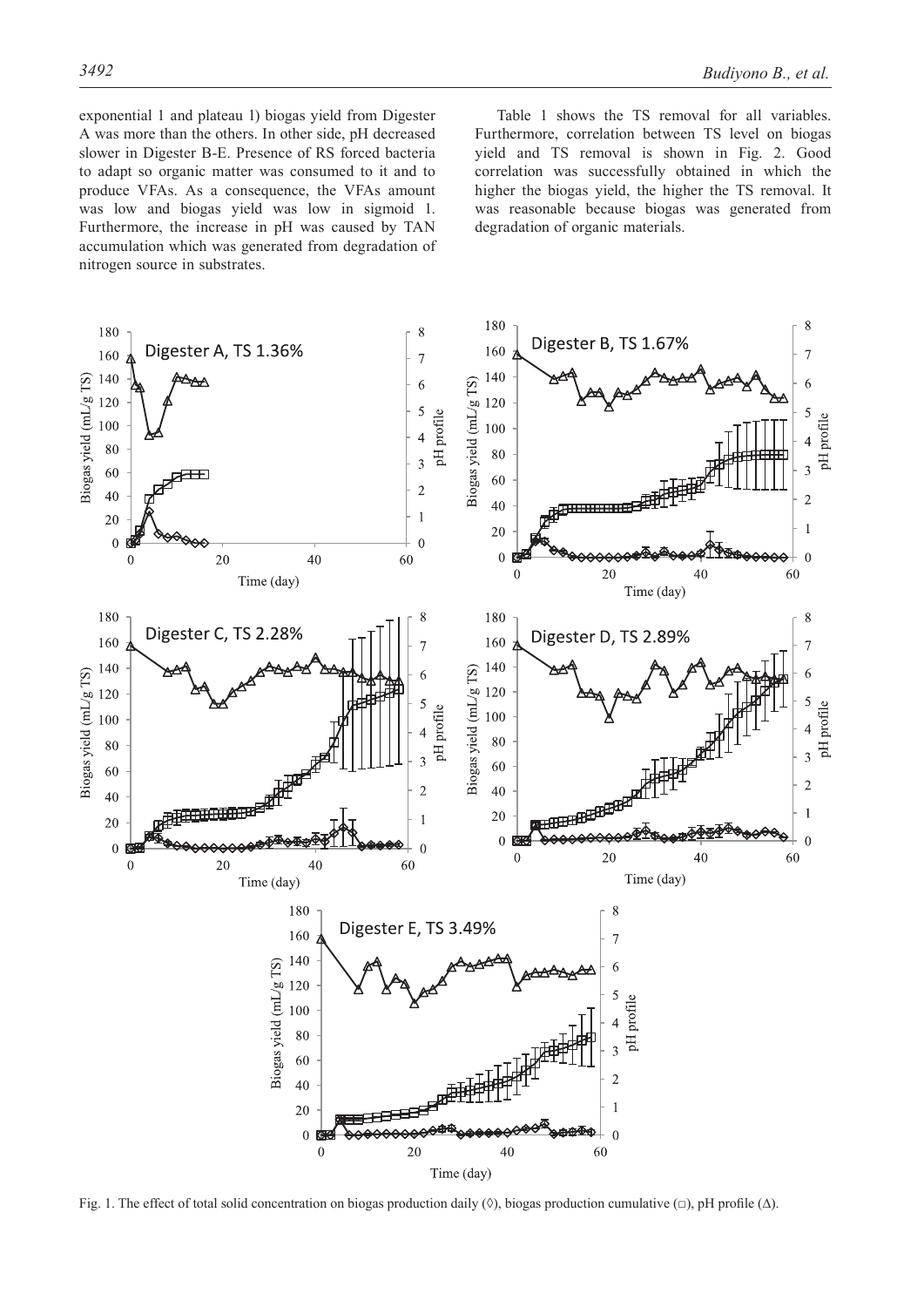exponential 1 and plateau 1) biogas yield from Digester A was more than the others. In other side, pH decreased slower in Digester B-E. Presence of RS forced bacteria to adapt so organic matter was consumed to it and to produce VFAs. As a consequence, the VFAs amount was low and biogas yield was low in sigmoid 1. Furthermore, the increase in pH was caused by TAN accumulation which was generated from degradation of nitrogen source in substrates.

Table 1 shows the TS removal for all variables. Furthermore, correlation between TS level on biogas yield and TS removal is shown in Fig. 2. Good correlation was successfully obtained in which the higher the biogas yield, the higher the TS removal. It was reasonable because biogas was generated from degradation of organic materials.

Fig. 1. The effect of total solid concentration on biogas production daily (◊), biogas production cumulative (□), pH profile (Δ).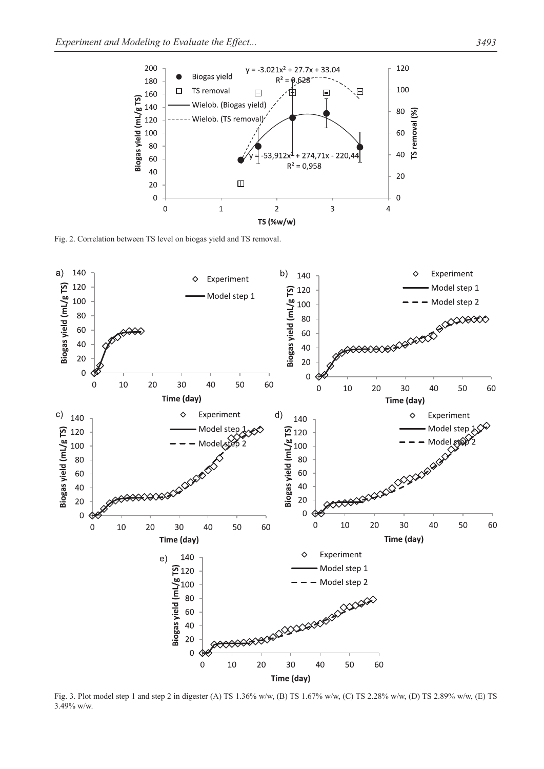Fig. 2. Correlation between TS level on biogas yield and TS removal.

Fig. 3. Plot model step 1 and step 2 in digester (A) TS 1.36% w/w, (B) TS 1.67% w/w, (C) TS 2.28% w/w, (D) TS 2.89% w/w, (E) TS 3.49% w/w.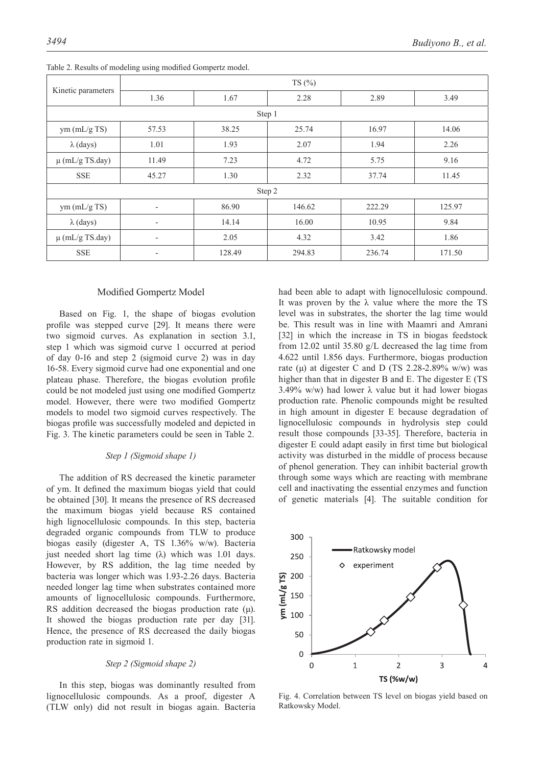Table 2. Results of modeling using modified Gompertz model.

| Kinetic parameters | TS (%) | | | | |
|---|---|---|---|---|---|
| | 1.36 | 1.67 | 2.28 | 2.89 | 3.49 |
| Step 1 | | | | | |
| ym (mL/g TS) | 57.53 | 38.25 | 25.74 | 16.97 | 14.06 |
| λ (days) | 1.01 | 1.93 | 2.07 | 1.94 | 2.26 |
| μ (mL/g TS.day) | 11.49 | 7.23 | 4.72 | 5.75 | 9.16 |
| SSE | 45.27 | 1.30 | 2.32 | 37.74 | 11.45 |
| Step 2 | | | | | |
| ym (mL/g TS) | - | 86.90 | 146.62 | 222.29 | 125.97 |
| λ (days) | - | 14.14 | 16.00 | 10.95 | 9.84 |
| μ (mL/g TS.day) | - | 2.05 | 4.32 | 3.42 | 1.86 |
| SSE | - | 128.49 | 294.83 | 236.74 | 171.50 |

## Modified Gompertz Model

Based on Fig. 1, the shape of biogas evolution profile was stepped curve [29]. It means there were two sigmoid curves. As explanation in section 3.1, step 1 which was sigmoid curve 1 occurred at period of day 0-16 and step 2 (sigmoid curve 2) was in day 16-58. Every sigmoid curve had one exponential and one plateau phase. Therefore, the biogas evolution profile could be not modeled just using one modified Gompertz model. However, there were two modified Gompertz models to model two sigmoid curves respectively. The biogas profile was successfully modeled and depicted in Fig. 3. The kinetic parameters could be seen in Table 2.

### *Step 1 (Sigmoid shape 1)*

The addition of RS decreased the kinetic parameter of ym. It defined the maximum biogas yield that could be obtained [30]. It means the presence of RS decreased the maximum biogas yield because RS contained high lignocellulosic compounds. In this step, bacteria degraded organic compounds from TLW to produce biogas easily (digester A, TS 1.36% w/w). Bacteria just needed short lag time (λ) which was 1.01 days. However, by RS addition, the lag time needed by bacteria was longer which was 1.93-2.26 days. Bacteria needed longer lag time when substrates contained more amounts of lignocellulosic compounds. Furthermore, RS addition decreased the biogas production rate (μ). It showed the biogas production rate per day [31]. Hence, the presence of RS decreased the daily biogas production rate in sigmoid 1.

### *Step 2 (Sigmoid shape 2)*

In this step, biogas was dominantly resulted from lignocellulosic compounds. As a proof, digester A (TLW only) did not result in biogas again. Bacteria had been able to adapt with lignocellulosic compound. It was proven by the λ value where the more the TS level was in substrates, the shorter the lag time would be. This result was in line with Maamri and Amrani [32] in which the increase in TS in biogas feedstock from 12.02 until 35.80 g/L decreased the lag time from 4.622 until 1.856 days. Furthermore, biogas production rate (μ) at digester C and D (TS 2.28-2.89% w/w) was higher than that in digester B and E. The digester E (TS 3.49% w/w) had lower λ value but it had lower biogas production rate. Phenolic compounds might be resulted in high amount in digester E because degradation of lignocellulosic compounds in hydrolysis step could result those compounds [33-35]. Therefore, bacteria in digester E could adapt easily in first time but biological activity was disturbed in the middle of process because of phenol generation. They can inhibit bacterial growth through some ways which are reacting with membrane cell and inactivating the essential enzymes and function of genetic materials [4]. The suitable condition for

Fig. 4. Correlation between TS level on biogas yield based on Ratkowsky Model.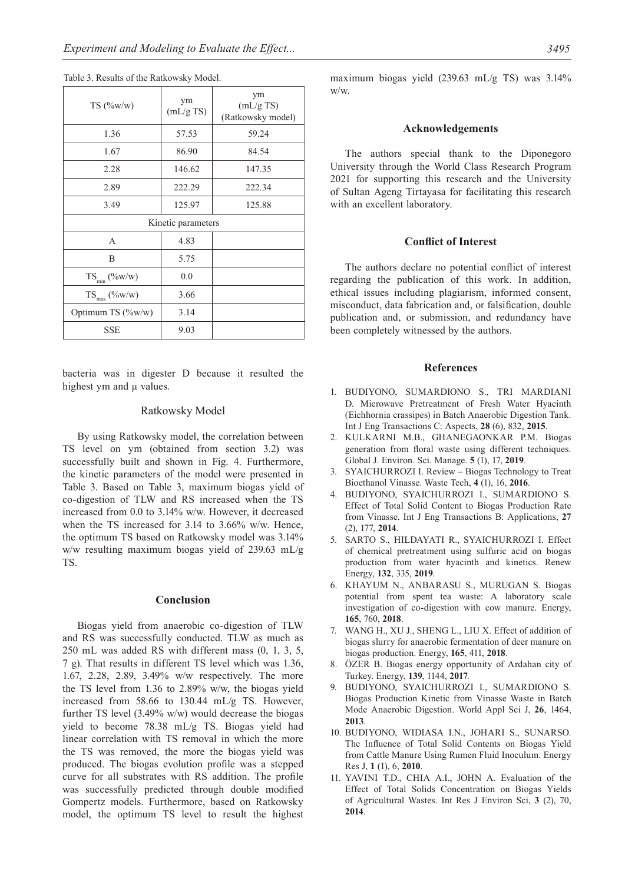Table 3. Results of the Ratkowsky Model.

| TS (%w/w) | ym (mL/g TS) | ym (mL/g TS) (Ratkowsky model) |
|---|---|---|
| 1.36 | 57.53 | 59.24 |
| 1.67 | 86.90 | 84.54 |
| 2.28 | 146.62 | 147.35 |
| 2.89 | 222.29 | 222.34 |
| 3.49 | 125.97 | 125.88 |
| Kinetic parameters | | |
| A | 4.83 | |
| B | 5.75 | |
| $TS_{min}$ (%w/w) | 0.0 | |
| $TS_{max}$ (%w/w) | 3.66 | |
| Optimum TS (%w/w) | 3.14 | |
| SSE | 9.03 | |

bacteria was in digester D because it resulted the highest ym and μ values.

### Ratkowsky Model

By using Ratkowsky model, the correlation between TS level on ym (obtained from section 3.2) was successfully built and shown in Fig. 4. Furthermore, the kinetic parameters of the model were presented in Table 3. Based on Table 3, maximum biogas yield of co-digestion of TLW and RS increased when the TS increased from 0.0 to 3.14% w/w. However, it decreased when the TS increased for 3.14 to 3.66% w/w. Hence, the optimum TS based on Ratkowsky model was 3.14% w/w resulting maximum biogas yield of 239.63 mL/g TS.

## Conclusion

Biogas yield from anaerobic co-digestion of TLW and RS was successfully conducted. TLW as much as 250 mL was added RS with different mass (0, 1, 3, 5, 7 g). That results in different TS level which was 1.36, 1.67, 2.28, 2.89, 3.49% w/w respectively. The more the TS level from 1.36 to 2.89% w/w, the biogas yield increased from 58.66 to 130.44 mL/g TS. However, further TS level (3.49% w/w) would decrease the biogas yield to become 78.38 mL/g TS. Biogas yield had linear correlation with TS removal in which the more the TS was removed, the more the biogas yield was produced. The biogas evolution profile was a stepped curve for all substrates with RS addition. The profile was successfully predicted through double modified Gompertz models. Furthermore, based on Ratkowsky model, the optimum TS level to result the highest maximum biogas yield (239.63 mL/g TS) was 3.14% w/w.

## Acknowledgements

The authors special thank to the Diponegoro University through the World Class Research Program 2021 for supporting this research and the University of Sultan Ageng Tirtayasa for facilitating this research with an excellent laboratory.

## Conflict of Interest

The authors declare no potential conflict of interest regarding the publication of this work. In addition, ethical issues including plagiarism, informed consent, misconduct, data fabrication and, or falsification, double publication and, or submission, and redundancy have been completely witnessed by the authors.

## References

1. BUDIYONO, SUMARDIONO S., TRI MARDIANI D. Microwave Pretreatment of Fresh Water Hyacinth (Eichhornia crassipes) in Batch Anaerobic Digestion Tank. Int J Eng Transactions C: Aspects, **28** (6), 832, **2015**.
2. KULKARNI M.B., GHANEGAONKAR P.M. Biogas generation from floral waste using different techniques. Global J. Environ. Sci. Manage. **5** (1), 17, **2019**.
3. SYAICHURROZI I. Review – Biogas Technology to Treat Bioethanol Vinasse. Waste Tech, **4** (1), 16, **2016**.
4. BUDIYONO, SYAICHURROZI I., SUMARDIONO S. Effect of Total Solid Content to Biogas Production Rate from Vinasse. Int J Eng Transactions B: Applications, **27** (2), 177, **2014**.
5. SARTO S., HILDAYATI R., SYAICHURROZI I. Effect of chemical pretreatment using sulfuric acid on biogas production from water hyacinth and kinetics. Renew Energy, **132**, 335, **2019**.
6. KHAYUM N., ANBARASU S., MURUGAN S. Biogas potential from spent tea waste: A laboratory scale investigation of co-digestion with cow manure. Energy, **165**, 760, **2018**.
7. WANG H., XU J., SHENG L., LIU X. Effect of addition of biogas slurry for anaerobic fermentation of deer manure on biogas production. Energy, **165**, 411, **2018**.
8. ÖZER B. Biogas energy opportunity of Ardahan city of Turkey. Energy, **139**, 1144, **2017**.
9. BUDIYONO, SYAICHURROZI I., SUMARDIONO S. Biogas Production Kinetic from Vinasse Waste in Batch Mode Anaerobic Digestion. World Appl Sci J, **26**, 1464, **2013**.
10. BUDIYONO, WIDIASA I.N., JOHARI S., SUNARSO. The Influence of Total Solid Contents on Biogas Yield from Cattle Manure Using Rumen Fluid Inoculum. Energy Res J, **1** (1), 6, **2010**.
11. YAVINI T.D., CHIA A.I., JOHN A. Evaluation of the Effect of Total Solids Concentration on Biogas Yields of Agricultural Wastes. Int Res J Environ Sci, **3** (2), 70, **2014**.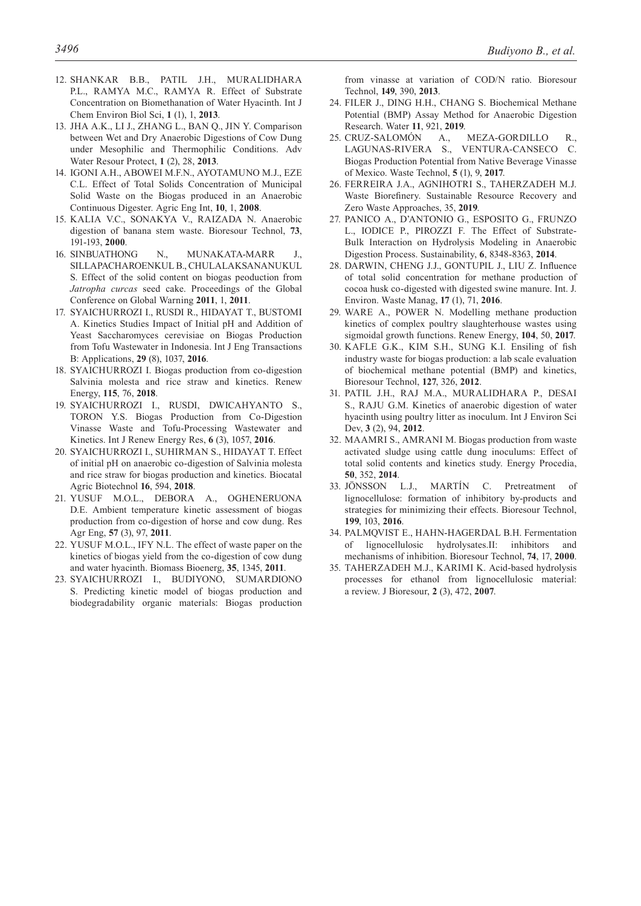12. SHANKAR B.B., PATIL J.H., MURALIDHARA P.L., RAMYA M.C., RAMYA R. Effect of Substrate Concentration on Biomethanation of Water Hyacinth. Int J Chem Environ Biol Sci, **1** (1), 1, **2013**.
13. JHA A.K., LI J., ZHANG L., BAN Q., JIN Y. Comparison between Wet and Dry Anaerobic Digestions of Cow Dung under Mesophilic and Thermophilic Conditions. Adv Water Resour Protect, **1** (2), 28, **2013**.
14. IGONI A.H., ABOWEI M.F.N., AYOTAMUNO M.J., EZE C.L. Effect of Total Solids Concentration of Municipal Solid Waste on the Biogas produced in an Anaerobic Continuous Digester. Agric Eng Int, **10**, 1, **2008**.
15. KALIA V.C., SONAKYA V., RAIZADA N. Anaerobic digestion of banana stem waste. Bioresour Technol, **73**, 191-193, **2000**.
16. SINBUATHONG N., MUNAKATA-MARR J., SILLAPACHAROENKUL B., CHULALAKSANANUKUL S. Effect of the solid content on biogas peoduction from *Jatropha curcas* seed cake. Proceedings of the Global Conference on Global Warning **2011**, 1, **2011**.
17. SYAICHURROZI I., RUSDI R., HIDAYAT T., BUSTOMI A. Kinetics Studies Impact of Initial pH and Addition of Yeast Saccharomyces cerevisiae on Biogas Production from Tofu Wastewater in Indonesia. Int J Eng Transactions B: Applications, **29** (8), 1037, **2016**.
18. SYAICHURROZI I. Biogas production from co-digestion Salvinia molesta and rice straw and kinetics. Renew Energy, **115**, 76, **2018**.
19. SYAICHURROZI I., RUSDI, DWICAHYANTO S., TORON Y.S. Biogas Production from Co-Digestion Vinasse Waste and Tofu-Processing Wastewater and Kinetics. Int J Renew Energy Res, **6** (3), 1057, **2016**.
20. SYAICHURROZI I., SUHIRMAN S., HIDAYAT T. Effect of initial pH on anaerobic co-digestion of Salvinia molesta and rice straw for biogas production and kinetics. Biocatal Agric Biotechnol **16**, 594, **2018**.
21. YUSUF M.O.L., DEBORA A., OGHENERUONA D.E. Ambient temperature kinetic assessment of biogas production from co-digestion of horse and cow dung. Res Agr Eng, **57** (3), 97, **2011**.
22. YUSUF M.O.L., IFY N.L. The effect of waste paper on the kinetics of biogas yield from the co-digestion of cow dung and water hyacinth. Biomass Bioenerg, **35**, 1345, **2011**.
23. SYAICHURROZI I., BUDIYONO, SUMARDIONO S. Predicting kinetic model of biogas production and biodegradability organic materials: Biogas production from vinasse at variation of COD/N ratio. Bioresour Technol, **149**, 390, **2013**.
24. FILER J., DING H.H., CHANG S. Biochemical Methane Potential (BMP) Assay Method for Anaerobic Digestion Research. Water **11**, 921, **2019**.
25. CRUZ-SALOMÓN A., MEZA-GORDILLO R., LAGUNAS-RIVERA S., VENTURA-CANSECO C. Biogas Production Potential from Native Beverage Vinasse of Mexico. Waste Technol, **5** (1), 9, **2017**.
26. FERREIRA J.A., AGNIHOTRI S., TAHERZADEH M.J. Waste Biorefinery. Sustainable Resource Recovery and Zero Waste Approaches, 35, **2019**.
27. PANICO A., D'ANTONIO G., ESPOSITO G., FRUNZO L., IODICE P., PIROZZI F. The Effect of Substrate-Bulk Interaction on Hydrolysis Modeling in Anaerobic Digestion Process. Sustainability, **6**, 8348-8363, **2014**.
28. DARWIN, CHENG J.J., GONTUPIL J., LIU Z. Influence of total solid concentration for methane production of cocoa husk co-digested with digested swine manure. Int. J. Environ. Waste Manag, **17** (1), 71, **2016**.
29. WARE A., POWER N. Modelling methane production kinetics of complex poultry slaughterhouse wastes using sigmoidal growth functions. Renew Energy, **104**, 50, **2017**.
30. KAFLE G.K., KIM S.H., SUNG K.I. Ensiling of fish industry waste for biogas production: a lab scale evaluation of biochemical methane potential (BMP) and kinetics, Bioresour Technol, **127**, 326, **2012**.
31. PATIL J.H., RAJ M.A., MURALIDHARA P., DESAI S., RAJU G.M. Kinetics of anaerobic digestion of water hyacinth using poultry litter as inoculum. Int J Environ Sci Dev, **3** (2), 94, **2012**.
32. MAAMRI S., AMRANI M. Biogas production from waste activated sludge using cattle dung inoculums: Effect of total solid contents and kinetics study. Energy Procedia, **50**, 352, **2014**.
33. JÖNSSON L.J., MARTÍN C. Pretreatment of lignocellulose: formation of inhibitory by-products and strategies for minimizing their effects. Bioresour Technol, **199**, 103, **2016**.
34. PALMQVIST E., HAHN-HAGERDAL B.H. Fermentation of lignocellulosic hydrolysates.II: inhibitors and mechanisms of inhibition. Bioresour Technol, **74**, 17, **2000**.
35. TAHERZADEH M.J., KARIMI K. Acid-based hydrolysis processes for ethanol from lignocellulosic material: a review. J Bioresour, **2** (3), 472, **2007**.